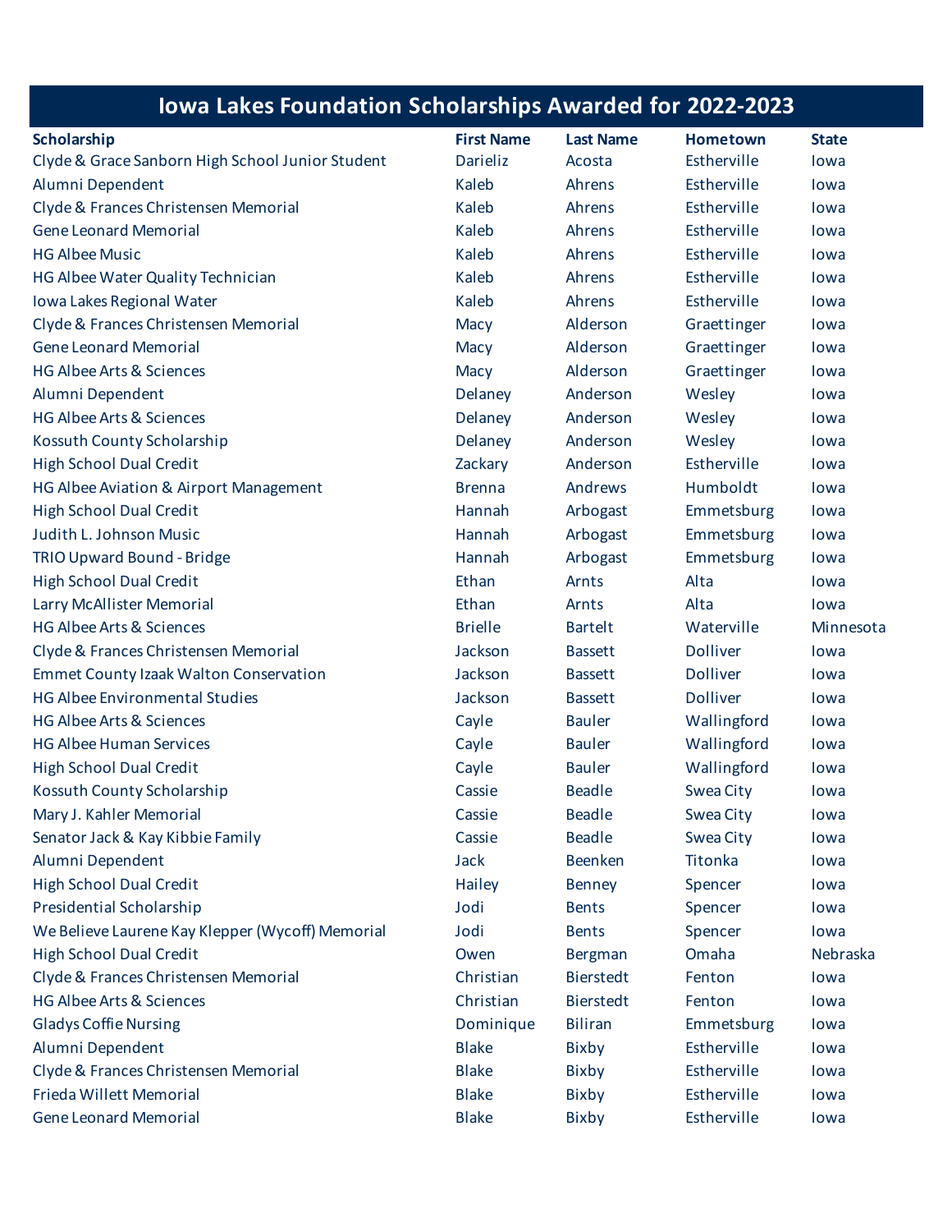# Iowa Lakes Foundation Scholarships Awarded for 2022-2023

| Scholarship | First Name | Last Name | Hometown | State |
|---|---|---|---|---|
| Clyde & Grace Sanborn High School Junior Student | Darieliz | Acosta | Estherville | Iowa |
| Alumni Dependent | Kaleb | Ahrens | Estherville | Iowa |
| Clyde & Frances Christensen Memorial | Kaleb | Ahrens | Estherville | Iowa |
| Gene Leonard Memorial | Kaleb | Ahrens | Estherville | Iowa |
| HG Albee Music | Kaleb | Ahrens | Estherville | Iowa |
| HG Albee Water Quality Technician | Kaleb | Ahrens | Estherville | Iowa |
| Iowa Lakes Regional Water | Kaleb | Ahrens | Estherville | Iowa |
| Clyde & Frances Christensen Memorial | Macy | Alderson | Graettinger | Iowa |
| Gene Leonard Memorial | Macy | Alderson | Graettinger | Iowa |
| HG Albee Arts & Sciences | Macy | Alderson | Graettinger | Iowa |
| Alumni Dependent | Delaney | Anderson | Wesley | Iowa |
| HG Albee Arts & Sciences | Delaney | Anderson | Wesley | Iowa |
| Kossuth County Scholarship | Delaney | Anderson | Wesley | Iowa |
| High School Dual Credit | Zackary | Anderson | Estherville | Iowa |
| HG Albee Aviation & Airport Management | Brenna | Andrews | Humboldt | Iowa |
| High School Dual Credit | Hannah | Arbogast | Emmetsburg | Iowa |
| Judith L. Johnson Music | Hannah | Arbogast | Emmetsburg | Iowa |
| TRIO Upward Bound - Bridge | Hannah | Arbogast | Emmetsburg | Iowa |
| High School Dual Credit | Ethan | Arnts | Alta | Iowa |
| Larry McAllister Memorial | Ethan | Arnts | Alta | Iowa |
| HG Albee Arts & Sciences | Brielle | Bartelt | Waterville | Minnesota |
| Clyde & Frances Christensen Memorial | Jackson | Bassett | Dolliver | Iowa |
| Emmet County Izaak Walton Conservation | Jackson | Bassett | Dolliver | Iowa |
| HG Albee Environmental Studies | Jackson | Bassett | Dolliver | Iowa |
| HG Albee Arts & Sciences | Cayle | Bauler | Wallingford | Iowa |
| HG Albee Human Services | Cayle | Bauler | Wallingford | Iowa |
| High School Dual Credit | Cayle | Bauler | Wallingford | Iowa |
| Kossuth County Scholarship | Cassie | Beadle | Swea City | Iowa |
| Mary J. Kahler Memorial | Cassie | Beadle | Swea City | Iowa |
| Senator Jack & Kay Kibbie Family | Cassie | Beadle | Swea City | Iowa |
| Alumni Dependent | Jack | Beenken | Titonka | Iowa |
| High School Dual Credit | Hailey | Benney | Spencer | Iowa |
| Presidential Scholarship | Jodi | Bents | Spencer | Iowa |
| We Believe Laurene Kay Klepper (Wycoff) Memorial | Jodi | Bents | Spencer | Iowa |
| High School Dual Credit | Owen | Bergman | Omaha | Nebraska |
| Clyde & Frances Christensen Memorial | Christian | Bierstedt | Fenton | Iowa |
| HG Albee Arts & Sciences | Christian | Bierstedt | Fenton | Iowa |
| Gladys Coffie Nursing | Dominique | Biliran | Emmetsburg | Iowa |
| Alumni Dependent | Blake | Bixby | Estherville | Iowa |
| Clyde & Frances Christensen Memorial | Blake | Bixby | Estherville | Iowa |
| Frieda Willett Memorial | Blake | Bixby | Estherville | Iowa |
| Gene Leonard Memorial | Blake | Bixby | Estherville | Iowa |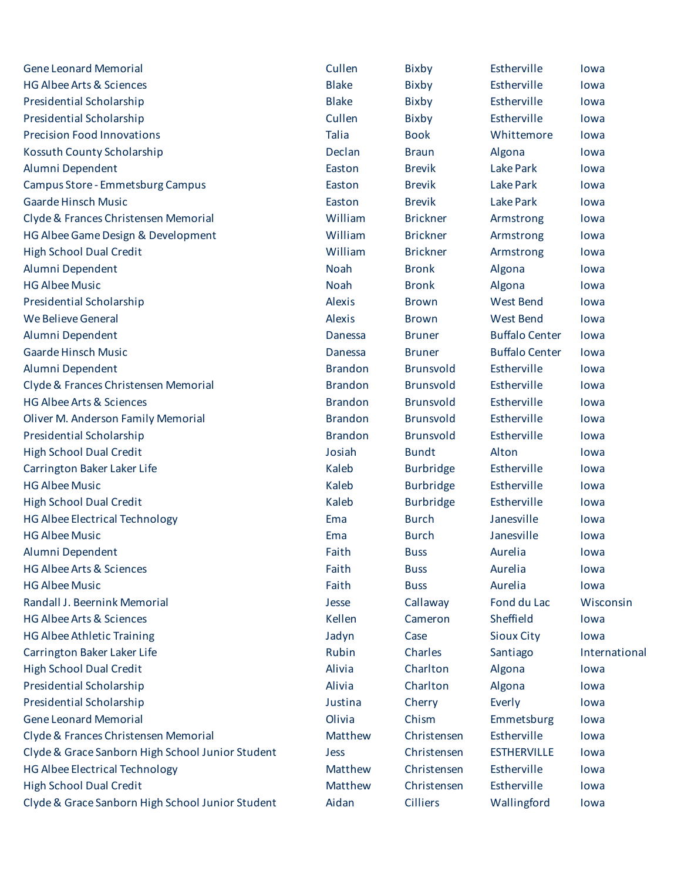| | | | | |
|---|---|---|---|---|
| Gene Leonard Memorial | Cullen | Bixby | Estherville | Iowa |
| HG Albee Arts & Sciences | Blake | Bixby | Estherville | Iowa |
| Presidential Scholarship | Blake | Bixby | Estherville | Iowa |
| Presidential Scholarship | Cullen | Bixby | Estherville | Iowa |
| Precision Food Innovations | Talia | Book | Whittemore | Iowa |
| Kossuth County Scholarship | Declan | Braun | Algona | Iowa |
| Alumni Dependent | Easton | Brevik | Lake Park | Iowa |
| Campus Store - Emmetsburg Campus | Easton | Brevik | Lake Park | Iowa |
| Gaarde Hinsch Music | Easton | Brevik | Lake Park | Iowa |
| Clyde & Frances Christensen Memorial | William | Brickner | Armstrong | Iowa |
| HG Albee Game Design & Development | William | Brickner | Armstrong | Iowa |
| High School Dual Credit | William | Brickner | Armstrong | Iowa |
| Alumni Dependent | Noah | Bronk | Algona | Iowa |
| HG Albee Music | Noah | Bronk | Algona | Iowa |
| Presidential Scholarship | Alexis | Brown | West Bend | Iowa |
| We Believe General | Alexis | Brown | West Bend | Iowa |
| Alumni Dependent | Danessa | Bruner | Buffalo Center | Iowa |
| Gaarde Hinsch Music | Danessa | Bruner | Buffalo Center | Iowa |
| Alumni Dependent | Brandon | Brunsvold | Estherville | Iowa |
| Clyde & Frances Christensen Memorial | Brandon | Brunsvold | Estherville | Iowa |
| HG Albee Arts & Sciences | Brandon | Brunsvold | Estherville | Iowa |
| Oliver M. Anderson Family Memorial | Brandon | Brunsvold | Estherville | Iowa |
| Presidential Scholarship | Brandon | Brunsvold | Estherville | Iowa |
| High School Dual Credit | Josiah | Bundt | Alton | Iowa |
| Carrington Baker Laker Life | Kaleb | Burbridge | Estherville | Iowa |
| HG Albee Music | Kaleb | Burbridge | Estherville | Iowa |
| High School Dual Credit | Kaleb | Burbridge | Estherville | Iowa |
| HG Albee Electrical Technology | Ema | Burch | Janesville | Iowa |
| HG Albee Music | Ema | Burch | Janesville | Iowa |
| Alumni Dependent | Faith | Buss | Aurelia | Iowa |
| HG Albee Arts & Sciences | Faith | Buss | Aurelia | Iowa |
| HG Albee Music | Faith | Buss | Aurelia | Iowa |
| Randall J. Beernink Memorial | Jesse | Callaway | Fond du Lac | Wisconsin |
| HG Albee Arts & Sciences | Kellen | Cameron | Sheffield | Iowa |
| HG Albee Athletic Training | Jadyn | Case | Sioux City | Iowa |
| Carrington Baker Laker Life | Rubin | Charles | Santiago | International |
| High School Dual Credit | Alivia | Charlton | Algona | Iowa |
| Presidential Scholarship | Alivia | Charlton | Algona | Iowa |
| Presidential Scholarship | Justina | Cherry | Everly | Iowa |
| Gene Leonard Memorial | Olivia | Chism | Emmetsburg | Iowa |
| Clyde & Frances Christensen Memorial | Matthew | Christensen | Estherville | Iowa |
| Clyde & Grace Sanborn High School Junior Student | Jess | Christensen | ESTHERVILLE | Iowa |
| HG Albee Electrical Technology | Matthew | Christensen | Estherville | Iowa |
| High School Dual Credit | Matthew | Christensen | Estherville | Iowa |
| Clyde & Grace Sanborn High School Junior Student | Aidan | Cilliers | Wallingford | Iowa |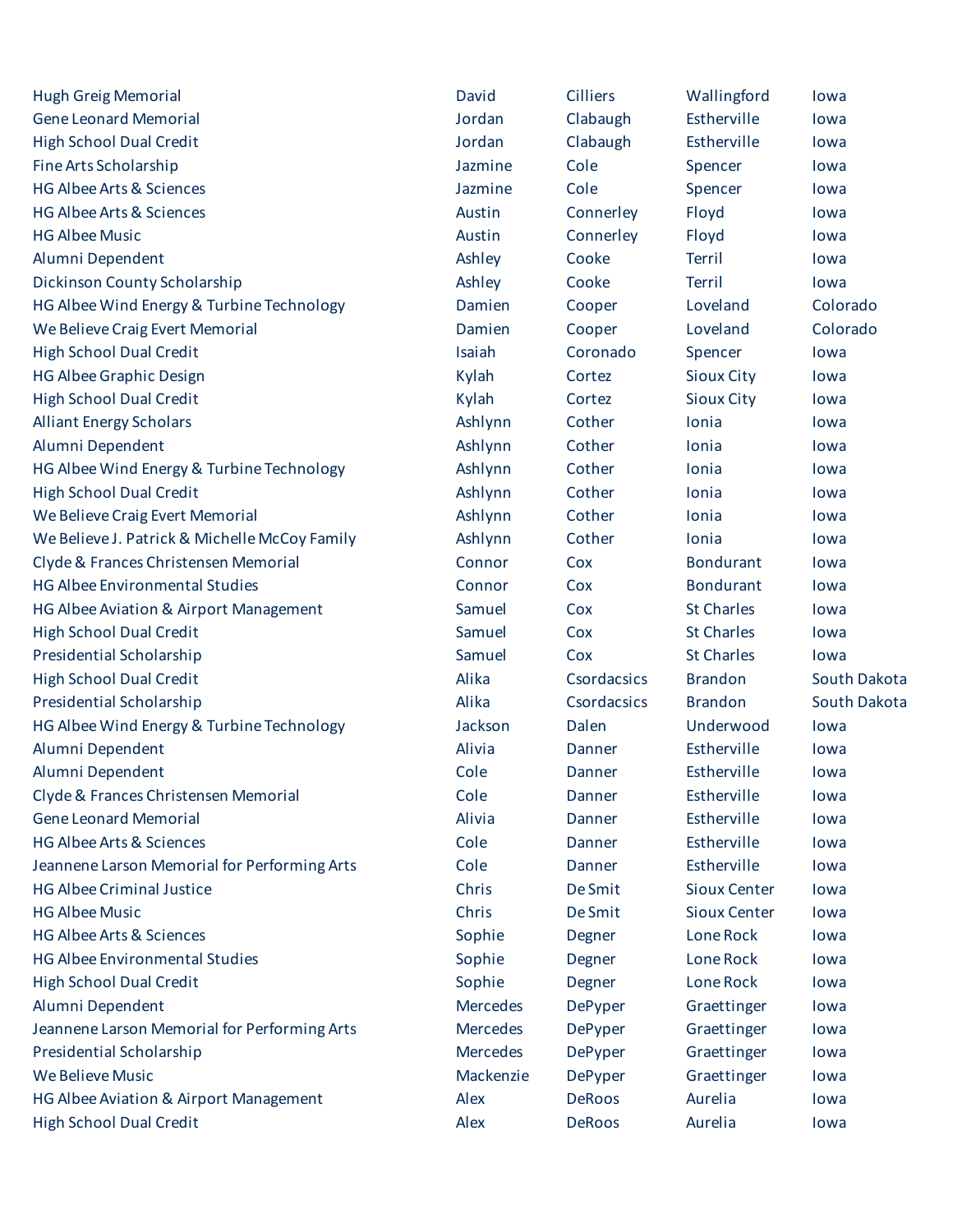| | | | | |
|---|---|---|---|---|
| Hugh Greig Memorial | David | Cilliers | Wallingford | Iowa |
| Gene Leonard Memorial | Jordan | Clabaugh | Estherville | Iowa |
| High School Dual Credit | Jordan | Clabaugh | Estherville | Iowa |
| Fine Arts Scholarship | Jazmine | Cole | Spencer | Iowa |
| HG Albee Arts & Sciences | Jazmine | Cole | Spencer | Iowa |
| HG Albee Arts & Sciences | Austin | Connerley | Floyd | Iowa |
| HG Albee Music | Austin | Connerley | Floyd | Iowa |
| Alumni Dependent | Ashley | Cooke | Terril | Iowa |
| Dickinson County Scholarship | Ashley | Cooke | Terril | Iowa |
| HG Albee Wind Energy & Turbine Technology | Damien | Cooper | Loveland | Colorado |
| We Believe Craig Evert Memorial | Damien | Cooper | Loveland | Colorado |
| High School Dual Credit | Isaiah | Coronado | Spencer | Iowa |
| HG Albee Graphic Design | Kylah | Cortez | Sioux City | Iowa |
| High School Dual Credit | Kylah | Cortez | Sioux City | Iowa |
| Alliant Energy Scholars | Ashlynn | Cother | Ionia | Iowa |
| Alumni Dependent | Ashlynn | Cother | Ionia | Iowa |
| HG Albee Wind Energy & Turbine Technology | Ashlynn | Cother | Ionia | Iowa |
| High School Dual Credit | Ashlynn | Cother | Ionia | Iowa |
| We Believe Craig Evert Memorial | Ashlynn | Cother | Ionia | Iowa |
| We Believe J. Patrick & Michelle McCoy Family | Ashlynn | Cother | Ionia | Iowa |
| Clyde & Frances Christensen Memorial | Connor | Cox | Bondurant | Iowa |
| HG Albee Environmental Studies | Connor | Cox | Bondurant | Iowa |
| HG Albee Aviation & Airport Management | Samuel | Cox | St Charles | Iowa |
| High School Dual Credit | Samuel | Cox | St Charles | Iowa |
| Presidential Scholarship | Samuel | Cox | St Charles | Iowa |
| High School Dual Credit | Alika | Csordacsics | Brandon | South Dakota |
| Presidential Scholarship | Alika | Csordacsics | Brandon | South Dakota |
| HG Albee Wind Energy & Turbine Technology | Jackson | Dalen | Underwood | Iowa |
| Alumni Dependent | Alivia | Danner | Estherville | Iowa |
| Alumni Dependent | Cole | Danner | Estherville | Iowa |
| Clyde & Frances Christensen Memorial | Cole | Danner | Estherville | Iowa |
| Gene Leonard Memorial | Alivia | Danner | Estherville | Iowa |
| HG Albee Arts & Sciences | Cole | Danner | Estherville | Iowa |
| Jeannene Larson Memorial for Performing Arts | Cole | Danner | Estherville | Iowa |
| HG Albee Criminal Justice | Chris | De Smit | Sioux Center | Iowa |
| HG Albee Music | Chris | De Smit | Sioux Center | Iowa |
| HG Albee Arts & Sciences | Sophie | Degner | Lone Rock | Iowa |
| HG Albee Environmental Studies | Sophie | Degner | Lone Rock | Iowa |
| High School Dual Credit | Sophie | Degner | Lone Rock | Iowa |
| Alumni Dependent | Mercedes | DePyper | Graettinger | Iowa |
| Jeannene Larson Memorial for Performing Arts | Mercedes | DePyper | Graettinger | Iowa |
| Presidential Scholarship | Mercedes | DePyper | Graettinger | Iowa |
| We Believe Music | Mackenzie | DePyper | Graettinger | Iowa |
| HG Albee Aviation & Airport Management | Alex | DeRoos | Aurelia | Iowa |
| High School Dual Credit | Alex | DeRoos | Aurelia | Iowa |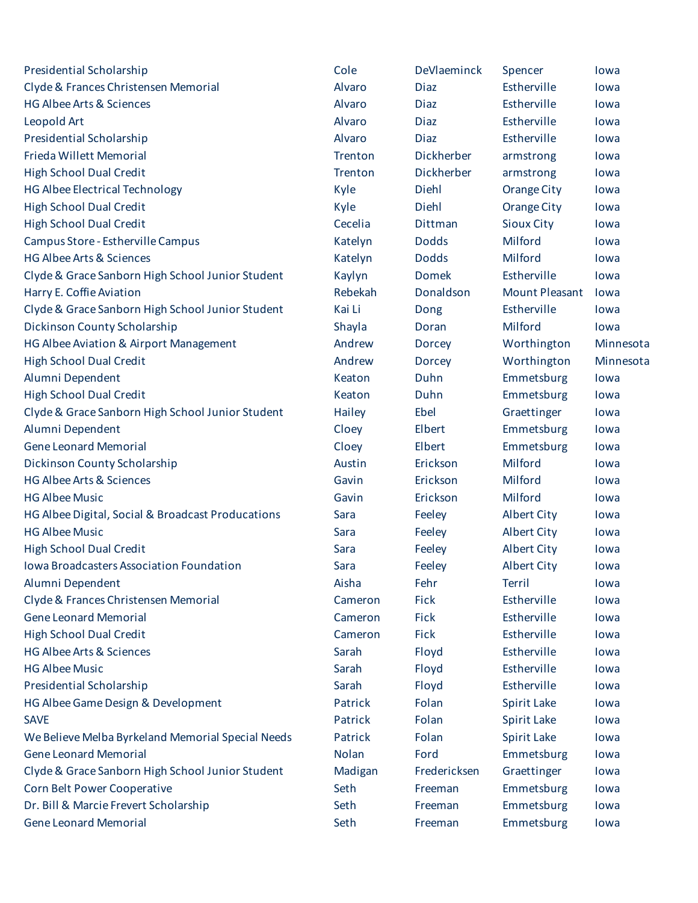| | | | | |
|---|---|---|---|---|
| Presidential Scholarship | Cole | DeVlaeminck | Spencer | Iowa |
| Clyde & Frances Christensen Memorial | Alvaro | Diaz | Estherville | Iowa |
| HG Albee Arts & Sciences | Alvaro | Diaz | Estherville | Iowa |
| Leopold Art | Alvaro | Diaz | Estherville | Iowa |
| Presidential Scholarship | Alvaro | Diaz | Estherville | Iowa |
| Frieda Willett Memorial | Trenton | Dickherber | armstrong | Iowa |
| High School Dual Credit | Trenton | Dickherber | armstrong | Iowa |
| HG Albee Electrical Technology | Kyle | Diehl | Orange City | Iowa |
| High School Dual Credit | Kyle | Diehl | Orange City | Iowa |
| High School Dual Credit | Cecelia | Dittman | Sioux City | Iowa |
| Campus Store - Estherville Campus | Katelyn | Dodds | Milford | Iowa |
| HG Albee Arts & Sciences | Katelyn | Dodds | Milford | Iowa |
| Clyde & Grace Sanborn High School Junior Student | Kaylyn | Domek | Estherville | Iowa |
| Harry E. Coffie Aviation | Rebekah | Donaldson | Mount Pleasant | Iowa |
| Clyde & Grace Sanborn High School Junior Student | Kai Li | Dong | Estherville | Iowa |
| Dickinson County Scholarship | Shayla | Doran | Milford | Iowa |
| HG Albee Aviation & Airport Management | Andrew | Dorcey | Worthington | Minnesota |
| High School Dual Credit | Andrew | Dorcey | Worthington | Minnesota |
| Alumni Dependent | Keaton | Duhn | Emmetsburg | Iowa |
| High School Dual Credit | Keaton | Duhn | Emmetsburg | Iowa |
| Clyde & Grace Sanborn High School Junior Student | Hailey | Ebel | Graettinger | Iowa |
| Alumni Dependent | Cloey | Elbert | Emmetsburg | Iowa |
| Gene Leonard Memorial | Cloey | Elbert | Emmetsburg | Iowa |
| Dickinson County Scholarship | Austin | Erickson | Milford | Iowa |
| HG Albee Arts & Sciences | Gavin | Erickson | Milford | Iowa |
| HG Albee Music | Gavin | Erickson | Milford | Iowa |
| HG Albee Digital, Social & Broadcast Producations | Sara | Feeley | Albert City | Iowa |
| HG Albee Music | Sara | Feeley | Albert City | Iowa |
| High School Dual Credit | Sara | Feeley | Albert City | Iowa |
| Iowa Broadcasters Association Foundation | Sara | Feeley | Albert City | Iowa |
| Alumni Dependent | Aisha | Fehr | Terril | Iowa |
| Clyde & Frances Christensen Memorial | Cameron | Fick | Estherville | Iowa |
| Gene Leonard Memorial | Cameron | Fick | Estherville | Iowa |
| High School Dual Credit | Cameron | Fick | Estherville | Iowa |
| HG Albee Arts & Sciences | Sarah | Floyd | Estherville | Iowa |
| HG Albee Music | Sarah | Floyd | Estherville | Iowa |
| Presidential Scholarship | Sarah | Floyd | Estherville | Iowa |
| HG Albee Game Design & Development | Patrick | Folan | Spirit Lake | Iowa |
| SAVE | Patrick | Folan | Spirit Lake | Iowa |
| We Believe Melba Byrkeland Memorial Special Needs | Patrick | Folan | Spirit Lake | Iowa |
| Gene Leonard Memorial | Nolan | Ford | Emmetsburg | Iowa |
| Clyde & Grace Sanborn High School Junior Student | Madigan | Fredericksen | Graettinger | Iowa |
| Corn Belt Power Cooperative | Seth | Freeman | Emmetsburg | Iowa |
| Dr. Bill & Marcie Frevert Scholarship | Seth | Freeman | Emmetsburg | Iowa |
| Gene Leonard Memorial | Seth | Freeman | Emmetsburg | Iowa |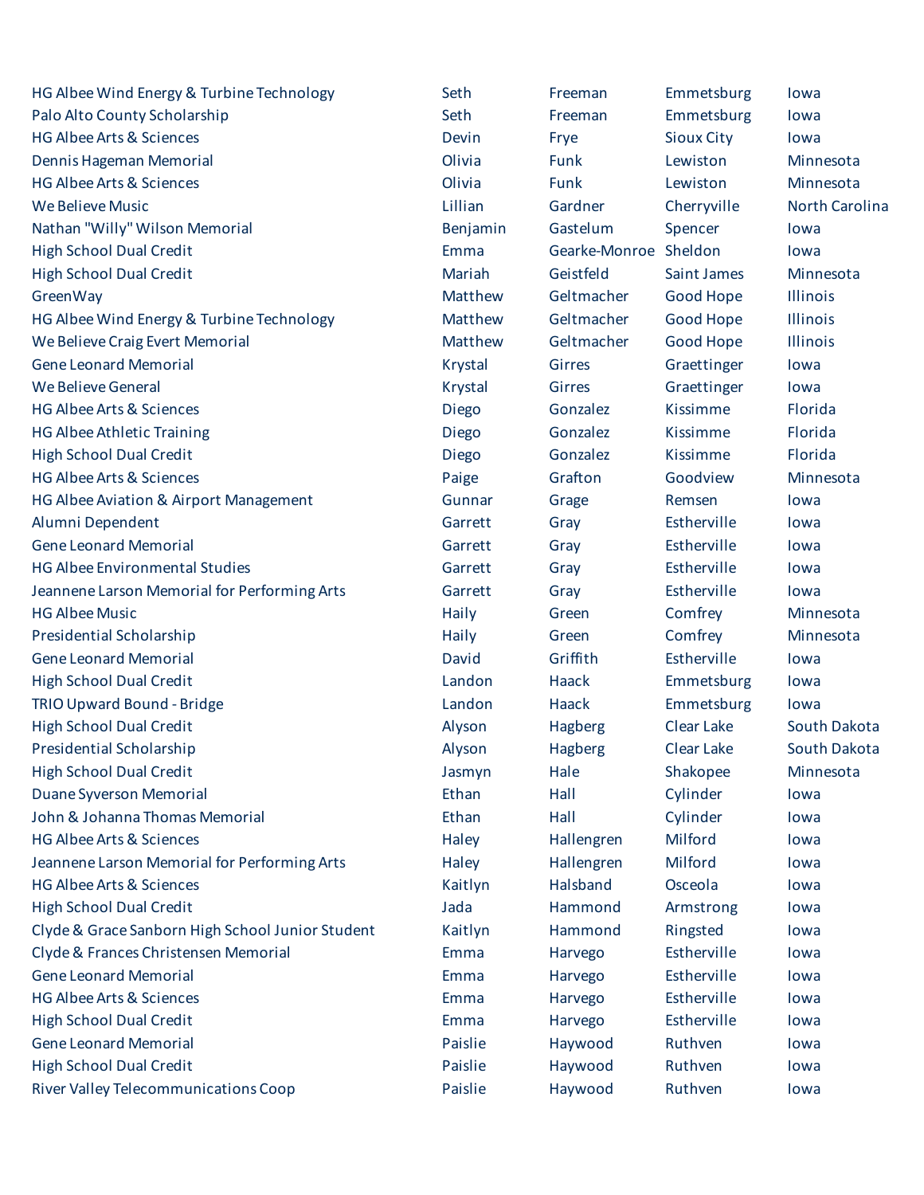| | | | | |
|---|---|---|---|---|
| HG Albee Wind Energy & Turbine Technology | Seth | Freeman | Emmetsburg | Iowa |
| Palo Alto County Scholarship | Seth | Freeman | Emmetsburg | Iowa |
| HG Albee Arts & Sciences | Devin | Frye | Sioux City | Iowa |
| Dennis Hageman Memorial | Olivia | Funk | Lewiston | Minnesota |
| HG Albee Arts & Sciences | Olivia | Funk | Lewiston | Minnesota |
| We Believe Music | Lillian | Gardner | Cherryville | North Carolina |
| Nathan "Willy" Wilson Memorial | Benjamin | Gastelum | Spencer | Iowa |
| High School Dual Credit | Emma | Gearke-Monroe | Sheldon | Iowa |
| High School Dual Credit | Mariah | Geistfeld | Saint James | Minnesota |
| GreenWay | Matthew | Geltmacher | Good Hope | Illinois |
| HG Albee Wind Energy & Turbine Technology | Matthew | Geltmacher | Good Hope | Illinois |
| We Believe Craig Evert Memorial | Matthew | Geltmacher | Good Hope | Illinois |
| Gene Leonard Memorial | Krystal | Girres | Graettinger | Iowa |
| We Believe General | Krystal | Girres | Graettinger | Iowa |
| HG Albee Arts & Sciences | Diego | Gonzalez | Kissimme | Florida |
| HG Albee Athletic Training | Diego | Gonzalez | Kissimme | Florida |
| High School Dual Credit | Diego | Gonzalez | Kissimme | Florida |
| HG Albee Arts & Sciences | Paige | Grafton | Goodview | Minnesota |
| HG Albee Aviation & Airport Management | Gunnar | Grage | Remsen | Iowa |
| Alumni Dependent | Garrett | Gray | Estherville | Iowa |
| Gene Leonard Memorial | Garrett | Gray | Estherville | Iowa |
| HG Albee Environmental Studies | Garrett | Gray | Estherville | Iowa |
| Jeannene Larson Memorial for Performing Arts | Garrett | Gray | Estherville | Iowa |
| HG Albee Music | Haily | Green | Comfrey | Minnesota |
| Presidential Scholarship | Haily | Green | Comfrey | Minnesota |
| Gene Leonard Memorial | David | Griffith | Estherville | Iowa |
| High School Dual Credit | Landon | Haack | Emmetsburg | Iowa |
| TRIO Upward Bound - Bridge | Landon | Haack | Emmetsburg | Iowa |
| High School Dual Credit | Alyson | Hagberg | Clear Lake | South Dakota |
| Presidential Scholarship | Alyson | Hagberg | Clear Lake | South Dakota |
| High School Dual Credit | Jasmyn | Hale | Shakopee | Minnesota |
| Duane Syverson Memorial | Ethan | Hall | Cylinder | Iowa |
| John & Johanna Thomas Memorial | Ethan | Hall | Cylinder | Iowa |
| HG Albee Arts & Sciences | Haley | Hallengren | Milford | Iowa |
| Jeannene Larson Memorial for Performing Arts | Haley | Hallengren | Milford | Iowa |
| HG Albee Arts & Sciences | Kaitlyn | Halsband | Osceola | Iowa |
| High School Dual Credit | Jada | Hammond | Armstrong | Iowa |
| Clyde & Grace Sanborn High School Junior Student | Kaitlyn | Hammond | Ringsted | Iowa |
| Clyde & Frances Christensen Memorial | Emma | Harvego | Estherville | Iowa |
| Gene Leonard Memorial | Emma | Harvego | Estherville | Iowa |
| HG Albee Arts & Sciences | Emma | Harvego | Estherville | Iowa |
| High School Dual Credit | Emma | Harvego | Estherville | Iowa |
| Gene Leonard Memorial | Paislie | Haywood | Ruthven | Iowa |
| High School Dual Credit | Paislie | Haywood | Ruthven | Iowa |
| River Valley Telecommunications Coop | Paislie | Haywood | Ruthven | Iowa |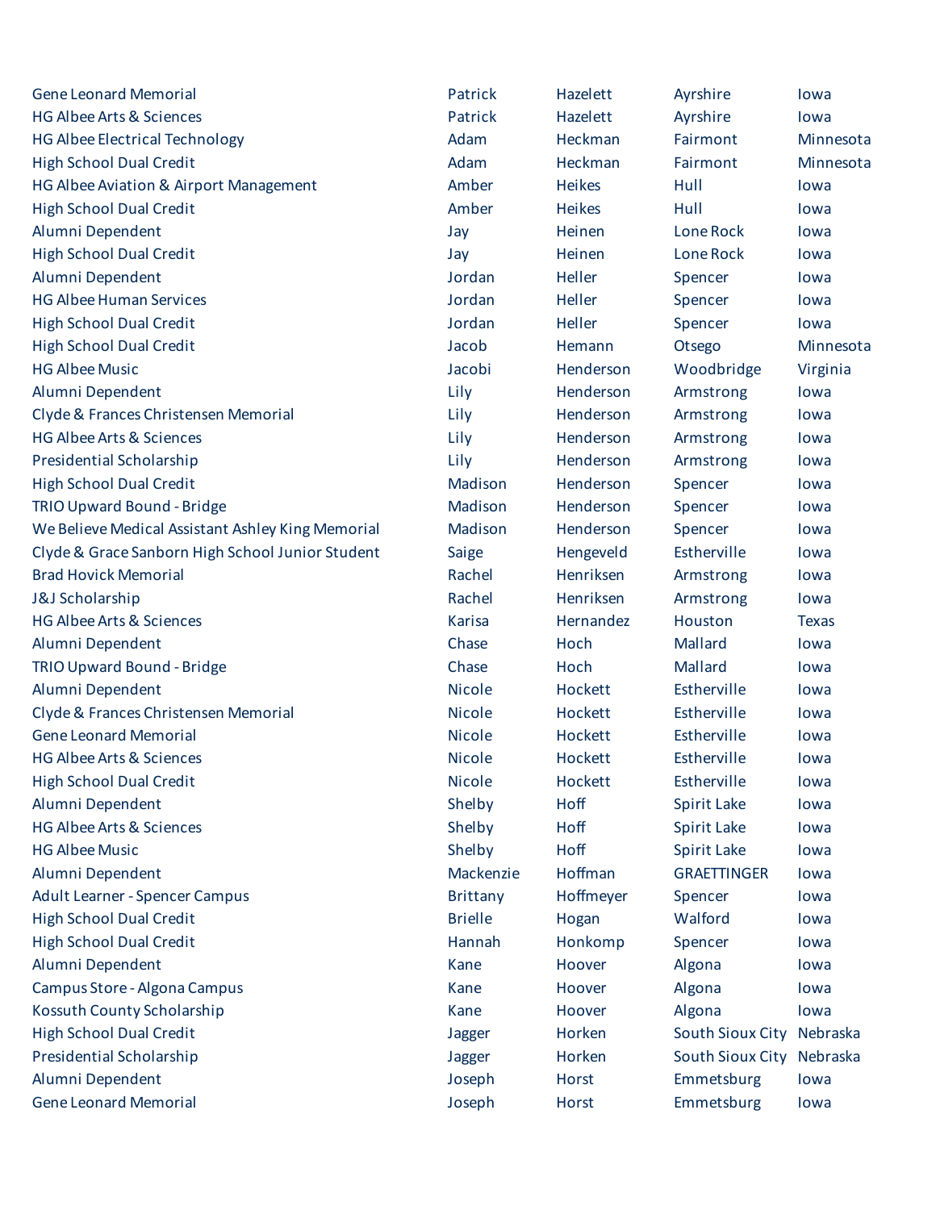| | | | | |
|---|---|---|---|---|
| Gene Leonard Memorial | Patrick | Hazelett | Ayrshire | Iowa |
| HG Albee Arts & Sciences | Patrick | Hazelett | Ayrshire | Iowa |
| HG Albee Electrical Technology | Adam | Heckman | Fairmont | Minnesota |
| High School Dual Credit | Adam | Heckman | Fairmont | Minnesota |
| HG Albee Aviation & Airport Management | Amber | Heikes | Hull | Iowa |
| High School Dual Credit | Amber | Heikes | Hull | Iowa |
| Alumni Dependent | Jay | Heinen | Lone Rock | Iowa |
| High School Dual Credit | Jay | Heinen | Lone Rock | Iowa |
| Alumni Dependent | Jordan | Heller | Spencer | Iowa |
| HG Albee Human Services | Jordan | Heller | Spencer | Iowa |
| High School Dual Credit | Jordan | Heller | Spencer | Iowa |
| High School Dual Credit | Jacob | Hemann | Otsego | Minnesota |
| HG Albee Music | Jacobi | Henderson | Woodbridge | Virginia |
| Alumni Dependent | Lily | Henderson | Armstrong | Iowa |
| Clyde & Frances Christensen Memorial | Lily | Henderson | Armstrong | Iowa |
| HG Albee Arts & Sciences | Lily | Henderson | Armstrong | Iowa |
| Presidential Scholarship | Lily | Henderson | Armstrong | Iowa |
| High School Dual Credit | Madison | Henderson | Spencer | Iowa |
| TRIO Upward Bound - Bridge | Madison | Henderson | Spencer | Iowa |
| We Believe Medical Assistant Ashley King Memorial | Madison | Henderson | Spencer | Iowa |
| Clyde & Grace Sanborn High School Junior Student | Saige | Hengeveld | Estherville | Iowa |
| Brad Hovick Memorial | Rachel | Henriksen | Armstrong | Iowa |
| J&J Scholarship | Rachel | Henriksen | Armstrong | Iowa |
| HG Albee Arts & Sciences | Karisa | Hernandez | Houston | Texas |
| Alumni Dependent | Chase | Hoch | Mallard | Iowa |
| TRIO Upward Bound - Bridge | Chase | Hoch | Mallard | Iowa |
| Alumni Dependent | Nicole | Hockett | Estherville | Iowa |
| Clyde & Frances Christensen Memorial | Nicole | Hockett | Estherville | Iowa |
| Gene Leonard Memorial | Nicole | Hockett | Estherville | Iowa |
| HG Albee Arts & Sciences | Nicole | Hockett | Estherville | Iowa |
| High School Dual Credit | Nicole | Hockett | Estherville | Iowa |
| Alumni Dependent | Shelby | Hoff | Spirit Lake | Iowa |
| HG Albee Arts & Sciences | Shelby | Hoff | Spirit Lake | Iowa |
| HG Albee Music | Shelby | Hoff | Spirit Lake | Iowa |
| Alumni Dependent | Mackenzie | Hoffman | GRAETTINGER | Iowa |
| Adult Learner - Spencer Campus | Brittany | Hoffmeyer | Spencer | Iowa |
| High School Dual Credit | Brielle | Hogan | Walford | Iowa |
| High School Dual Credit | Hannah | Honkomp | Spencer | Iowa |
| Alumni Dependent | Kane | Hoover | Algona | Iowa |
| Campus Store - Algona Campus | Kane | Hoover | Algona | Iowa |
| Kossuth County Scholarship | Kane | Hoover | Algona | Iowa |
| High School Dual Credit | Jagger | Horken | South Sioux City | Nebraska |
| Presidential Scholarship | Jagger | Horken | South Sioux City | Nebraska |
| Alumni Dependent | Joseph | Horst | Emmetsburg | Iowa |
| Gene Leonard Memorial | Joseph | Horst | Emmetsburg | Iowa |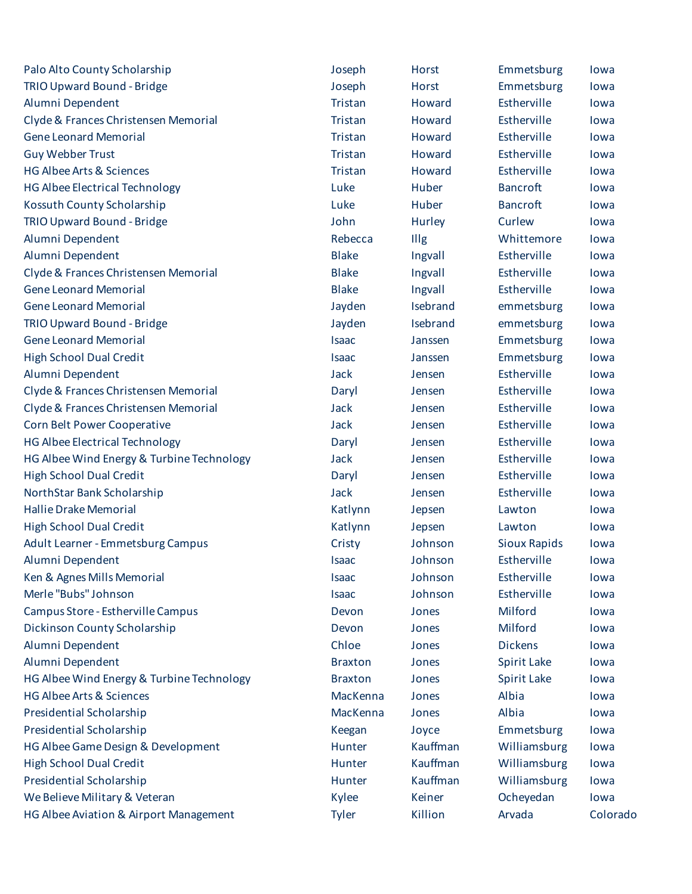| | | | | |
|---|---|---|---|---|
| Palo Alto County Scholarship | Joseph | Horst | Emmetsburg | Iowa |
| TRIO Upward Bound - Bridge | Joseph | Horst | Emmetsburg | Iowa |
| Alumni Dependent | Tristan | Howard | Estherville | Iowa |
| Clyde & Frances Christensen Memorial | Tristan | Howard | Estherville | Iowa |
| Gene Leonard Memorial | Tristan | Howard | Estherville | Iowa |
| Guy Webber Trust | Tristan | Howard | Estherville | Iowa |
| HG Albee Arts & Sciences | Tristan | Howard | Estherville | Iowa |
| HG Albee Electrical Technology | Luke | Huber | Bancroft | Iowa |
| Kossuth County Scholarship | Luke | Huber | Bancroft | Iowa |
| TRIO Upward Bound - Bridge | John | Hurley | Curlew | Iowa |
| Alumni Dependent | Rebecca | Illg | Whittemore | Iowa |
| Alumni Dependent | Blake | Ingvall | Estherville | Iowa |
| Clyde & Frances Christensen Memorial | Blake | Ingvall | Estherville | Iowa |
| Gene Leonard Memorial | Blake | Ingvall | Estherville | Iowa |
| Gene Leonard Memorial | Jayden | Isebrand | emmetsburg | Iowa |
| TRIO Upward Bound - Bridge | Jayden | Isebrand | emmetsburg | Iowa |
| Gene Leonard Memorial | Isaac | Janssen | Emmetsburg | Iowa |
| High School Dual Credit | Isaac | Janssen | Emmetsburg | Iowa |
| Alumni Dependent | Jack | Jensen | Estherville | Iowa |
| Clyde & Frances Christensen Memorial | Daryl | Jensen | Estherville | Iowa |
| Clyde & Frances Christensen Memorial | Jack | Jensen | Estherville | Iowa |
| Corn Belt Power Cooperative | Jack | Jensen | Estherville | Iowa |
| HG Albee Electrical Technology | Daryl | Jensen | Estherville | Iowa |
| HG Albee Wind Energy & Turbine Technology | Jack | Jensen | Estherville | Iowa |
| High School Dual Credit | Daryl | Jensen | Estherville | Iowa |
| NorthStar Bank Scholarship | Jack | Jensen | Estherville | Iowa |
| Hallie Drake Memorial | Katlynn | Jepsen | Lawton | Iowa |
| High School Dual Credit | Katlynn | Jepsen | Lawton | Iowa |
| Adult Learner - Emmetsburg Campus | Cristy | Johnson | Sioux Rapids | Iowa |
| Alumni Dependent | Isaac | Johnson | Estherville | Iowa |
| Ken & Agnes Mills Memorial | Isaac | Johnson | Estherville | Iowa |
| Merle "Bubs" Johnson | Isaac | Johnson | Estherville | Iowa |
| Campus Store - Estherville Campus | Devon | Jones | Milford | Iowa |
| Dickinson County Scholarship | Devon | Jones | Milford | Iowa |
| Alumni Dependent | Chloe | Jones | Dickens | Iowa |
| Alumni Dependent | Braxton | Jones | Spirit Lake | Iowa |
| HG Albee Wind Energy & Turbine Technology | Braxton | Jones | Spirit Lake | Iowa |
| HG Albee Arts & Sciences | MacKenna | Jones | Albia | Iowa |
| Presidential Scholarship | MacKenna | Jones | Albia | Iowa |
| Presidential Scholarship | Keegan | Joyce | Emmetsburg | Iowa |
| HG Albee Game Design & Development | Hunter | Kauffman | Williamsburg | Iowa |
| High School Dual Credit | Hunter | Kauffman | Williamsburg | Iowa |
| Presidential Scholarship | Hunter | Kauffman | Williamsburg | Iowa |
| We Believe Military & Veteran | Kylee | Keiner | Ocheyedan | Iowa |
| HG Albee Aviation & Airport Management | Tyler | Killion | Arvada | Colorado |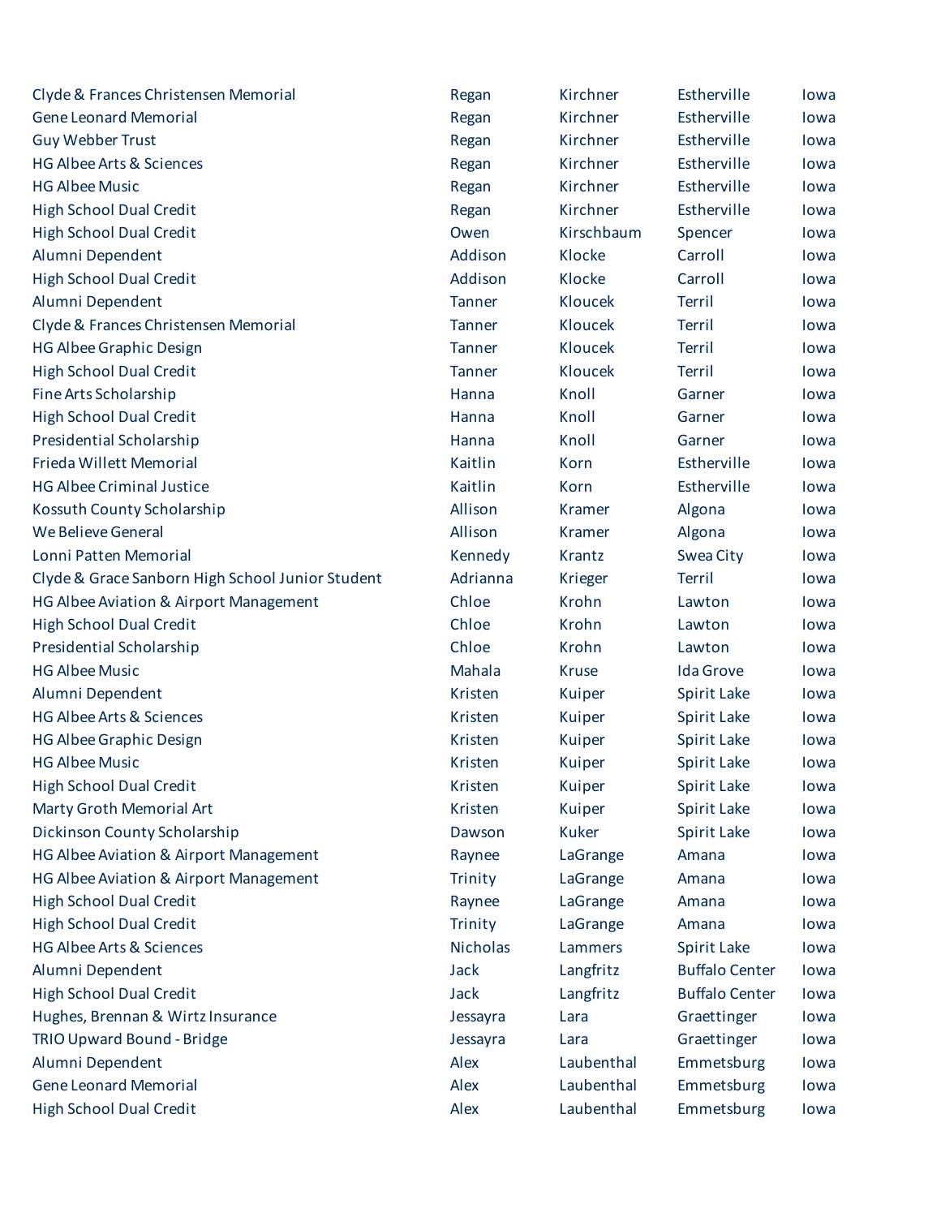| | | | | |
|---|---|---|---|---|
| Clyde & Frances Christensen Memorial | Regan | Kirchner | Estherville | Iowa |
| Gene Leonard Memorial | Regan | Kirchner | Estherville | Iowa |
| Guy Webber Trust | Regan | Kirchner | Estherville | Iowa |
| HG Albee Arts & Sciences | Regan | Kirchner | Estherville | Iowa |
| HG Albee Music | Regan | Kirchner | Estherville | Iowa |
| High School Dual Credit | Regan | Kirchner | Estherville | Iowa |
| High School Dual Credit | Owen | Kirschbaum | Spencer | Iowa |
| Alumni Dependent | Addison | Klocke | Carroll | Iowa |
| High School Dual Credit | Addison | Klocke | Carroll | Iowa |
| Alumni Dependent | Tanner | Kloucek | Terril | Iowa |
| Clyde & Frances Christensen Memorial | Tanner | Kloucek | Terril | Iowa |
| HG Albee Graphic Design | Tanner | Kloucek | Terril | Iowa |
| High School Dual Credit | Tanner | Kloucek | Terril | Iowa |
| Fine Arts Scholarship | Hanna | Knoll | Garner | Iowa |
| High School Dual Credit | Hanna | Knoll | Garner | Iowa |
| Presidential Scholarship | Hanna | Knoll | Garner | Iowa |
| Frieda Willett Memorial | Kaitlin | Korn | Estherville | Iowa |
| HG Albee Criminal Justice | Kaitlin | Korn | Estherville | Iowa |
| Kossuth County Scholarship | Allison | Kramer | Algona | Iowa |
| We Believe General | Allison | Kramer | Algona | Iowa |
| Lonni Patten Memorial | Kennedy | Krantz | Swea City | Iowa |
| Clyde & Grace Sanborn High School Junior Student | Adrianna | Krieger | Terril | Iowa |
| HG Albee Aviation & Airport Management | Chloe | Krohn | Lawton | Iowa |
| High School Dual Credit | Chloe | Krohn | Lawton | Iowa |
| Presidential Scholarship | Chloe | Krohn | Lawton | Iowa |
| HG Albee Music | Mahala | Kruse | Ida Grove | Iowa |
| Alumni Dependent | Kristen | Kuiper | Spirit Lake | Iowa |
| HG Albee Arts & Sciences | Kristen | Kuiper | Spirit Lake | Iowa |
| HG Albee Graphic Design | Kristen | Kuiper | Spirit Lake | Iowa |
| HG Albee Music | Kristen | Kuiper | Spirit Lake | Iowa |
| High School Dual Credit | Kristen | Kuiper | Spirit Lake | Iowa |
| Marty Groth Memorial Art | Kristen | Kuiper | Spirit Lake | Iowa |
| Dickinson County Scholarship | Dawson | Kuker | Spirit Lake | Iowa |
| HG Albee Aviation & Airport Management | Raynee | LaGrange | Amana | Iowa |
| HG Albee Aviation & Airport Management | Trinity | LaGrange | Amana | Iowa |
| High School Dual Credit | Raynee | LaGrange | Amana | Iowa |
| High School Dual Credit | Trinity | LaGrange | Amana | Iowa |
| HG Albee Arts & Sciences | Nicholas | Lammers | Spirit Lake | Iowa |
| Alumni Dependent | Jack | Langfritz | Buffalo Center | Iowa |
| High School Dual Credit | Jack | Langfritz | Buffalo Center | Iowa |
| Hughes, Brennan & Wirtz Insurance | Jessayra | Lara | Graettinger | Iowa |
| TRIO Upward Bound - Bridge | Jessayra | Lara | Graettinger | Iowa |
| Alumni Dependent | Alex | Laubenthal | Emmetsburg | Iowa |
| Gene Leonard Memorial | Alex | Laubenthal | Emmetsburg | Iowa |
| High School Dual Credit | Alex | Laubenthal | Emmetsburg | Iowa |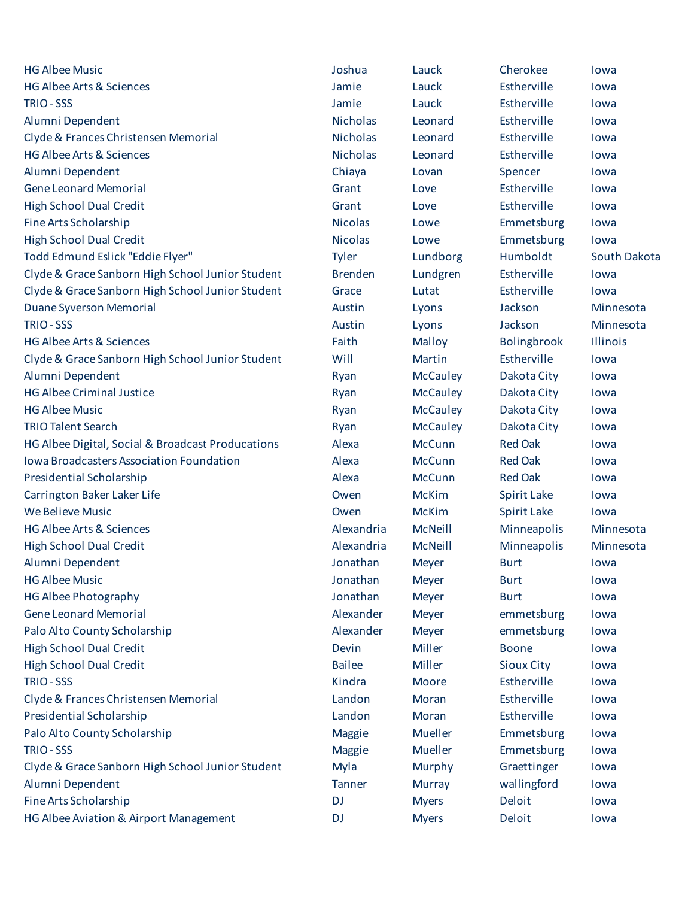| | | | | |
|---|---|---|---|---|
| HG Albee Music | Joshua | Lauck | Cherokee | Iowa |
| HG Albee Arts & Sciences | Jamie | Lauck | Estherville | Iowa |
| TRIO - SSS | Jamie | Lauck | Estherville | Iowa |
| Alumni Dependent | Nicholas | Leonard | Estherville | Iowa |
| Clyde & Frances Christensen Memorial | Nicholas | Leonard | Estherville | Iowa |
| HG Albee Arts & Sciences | Nicholas | Leonard | Estherville | Iowa |
| Alumni Dependent | Chiaya | Lovan | Spencer | Iowa |
| Gene Leonard Memorial | Grant | Love | Estherville | Iowa |
| High School Dual Credit | Grant | Love | Estherville | Iowa |
| Fine Arts Scholarship | Nicolas | Lowe | Emmetsburg | Iowa |
| High School Dual Credit | Nicolas | Lowe | Emmetsburg | Iowa |
| Todd Edmund Eslick "Eddie Flyer" | Tyler | Lundborg | Humboldt | South Dakota |
| Clyde & Grace Sanborn High School Junior Student | Brenden | Lundgren | Estherville | Iowa |
| Clyde & Grace Sanborn High School Junior Student | Grace | Lutat | Estherville | Iowa |
| Duane Syverson Memorial | Austin | Lyons | Jackson | Minnesota |
| TRIO - SSS | Austin | Lyons | Jackson | Minnesota |
| HG Albee Arts & Sciences | Faith | Malloy | Bolingbrook | Illinois |
| Clyde & Grace Sanborn High School Junior Student | Will | Martin | Estherville | Iowa |
| Alumni Dependent | Ryan | McCauley | Dakota City | Iowa |
| HG Albee Criminal Justice | Ryan | McCauley | Dakota City | Iowa |
| HG Albee Music | Ryan | McCauley | Dakota City | Iowa |
| TRIO Talent Search | Ryan | McCauley | Dakota City | Iowa |
| HG Albee Digital, Social & Broadcast Producations | Alexa | McCunn | Red Oak | Iowa |
| Iowa Broadcasters Association Foundation | Alexa | McCunn | Red Oak | Iowa |
| Presidential Scholarship | Alexa | McCunn | Red Oak | Iowa |
| Carrington Baker Laker Life | Owen | McKim | Spirit Lake | Iowa |
| We Believe Music | Owen | McKim | Spirit Lake | Iowa |
| HG Albee Arts & Sciences | Alexandria | McNeill | Minneapolis | Minnesota |
| High School Dual Credit | Alexandria | McNeill | Minneapolis | Minnesota |
| Alumni Dependent | Jonathan | Meyer | Burt | Iowa |
| HG Albee Music | Jonathan | Meyer | Burt | Iowa |
| HG Albee Photography | Jonathan | Meyer | Burt | Iowa |
| Gene Leonard Memorial | Alexander | Meyer | emmetsburg | Iowa |
| Palo Alto County Scholarship | Alexander | Meyer | emmetsburg | Iowa |
| High School Dual Credit | Devin | Miller | Boone | Iowa |
| High School Dual Credit | Bailee | Miller | Sioux City | Iowa |
| TRIO - SSS | Kindra | Moore | Estherville | Iowa |
| Clyde & Frances Christensen Memorial | Landon | Moran | Estherville | Iowa |
| Presidential Scholarship | Landon | Moran | Estherville | Iowa |
| Palo Alto County Scholarship | Maggie | Mueller | Emmetsburg | Iowa |
| TRIO - SSS | Maggie | Mueller | Emmetsburg | Iowa |
| Clyde & Grace Sanborn High School Junior Student | Myla | Murphy | Graettinger | Iowa |
| Alumni Dependent | Tanner | Murray | wallingford | Iowa |
| Fine Arts Scholarship | DJ | Myers | Deloit | Iowa |
| HG Albee Aviation & Airport Management | DJ | Myers | Deloit | Iowa |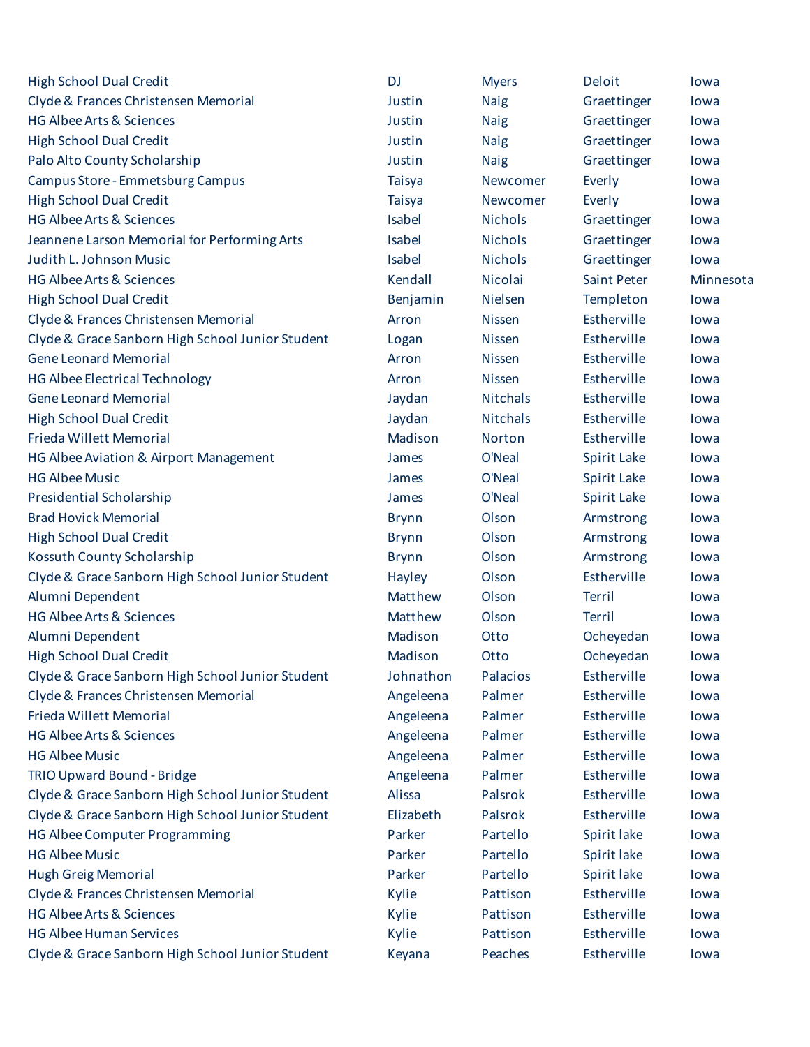| | | | | |
|---|---|---|---|---|
| High School Dual Credit | DJ | Myers | Deloit | Iowa |
| Clyde & Frances Christensen Memorial | Justin | Naig | Graettinger | Iowa |
| HG Albee Arts & Sciences | Justin | Naig | Graettinger | Iowa |
| High School Dual Credit | Justin | Naig | Graettinger | Iowa |
| Palo Alto County Scholarship | Justin | Naig | Graettinger | Iowa |
| Campus Store - Emmetsburg Campus | Taisya | Newcomer | Everly | Iowa |
| High School Dual Credit | Taisya | Newcomer | Everly | Iowa |
| HG Albee Arts & Sciences | Isabel | Nichols | Graettinger | Iowa |
| Jeannene Larson Memorial for Performing Arts | Isabel | Nichols | Graettinger | Iowa |
| Judith L. Johnson Music | Isabel | Nichols | Graettinger | Iowa |
| HG Albee Arts & Sciences | Kendall | Nicolai | Saint Peter | Minnesota |
| High School Dual Credit | Benjamin | Nielsen | Templeton | Iowa |
| Clyde & Frances Christensen Memorial | Arron | Nissen | Estherville | Iowa |
| Clyde & Grace Sanborn High School Junior Student | Logan | Nissen | Estherville | Iowa |
| Gene Leonard Memorial | Arron | Nissen | Estherville | Iowa |
| HG Albee Electrical Technology | Arron | Nissen | Estherville | Iowa |
| Gene Leonard Memorial | Jaydan | Nitchals | Estherville | Iowa |
| High School Dual Credit | Jaydan | Nitchals | Estherville | Iowa |
| Frieda Willett Memorial | Madison | Norton | Estherville | Iowa |
| HG Albee Aviation & Airport Management | James | O'Neal | Spirit Lake | Iowa |
| HG Albee Music | James | O'Neal | Spirit Lake | Iowa |
| Presidential Scholarship | James | O'Neal | Spirit Lake | Iowa |
| Brad Hovick Memorial | Brynn | Olson | Armstrong | Iowa |
| High School Dual Credit | Brynn | Olson | Armstrong | Iowa |
| Kossuth County Scholarship | Brynn | Olson | Armstrong | Iowa |
| Clyde & Grace Sanborn High School Junior Student | Hayley | Olson | Estherville | Iowa |
| Alumni Dependent | Matthew | Olson | Terril | Iowa |
| HG Albee Arts & Sciences | Matthew | Olson | Terril | Iowa |
| Alumni Dependent | Madison | Otto | Ocheyedan | Iowa |
| High School Dual Credit | Madison | Otto | Ocheyedan | Iowa |
| Clyde & Grace Sanborn High School Junior Student | Johnathon | Palacios | Estherville | Iowa |
| Clyde & Frances Christensen Memorial | Angeleena | Palmer | Estherville | Iowa |
| Frieda Willett Memorial | Angeleena | Palmer | Estherville | Iowa |
| HG Albee Arts & Sciences | Angeleena | Palmer | Estherville | Iowa |
| HG Albee Music | Angeleena | Palmer | Estherville | Iowa |
| TRIO Upward Bound - Bridge | Angeleena | Palmer | Estherville | Iowa |
| Clyde & Grace Sanborn High School Junior Student | Alissa | Palsrok | Estherville | Iowa |
| Clyde & Grace Sanborn High School Junior Student | Elizabeth | Palsrok | Estherville | Iowa |
| HG Albee Computer Programming | Parker | Partello | Spirit lake | Iowa |
| HG Albee Music | Parker | Partello | Spirit lake | Iowa |
| Hugh Greig Memorial | Parker | Partello | Spirit lake | Iowa |
| Clyde & Frances Christensen Memorial | Kylie | Pattison | Estherville | Iowa |
| HG Albee Arts & Sciences | Kylie | Pattison | Estherville | Iowa |
| HG Albee Human Services | Kylie | Pattison | Estherville | Iowa |
| Clyde & Grace Sanborn High School Junior Student | Keyana | Peaches | Estherville | Iowa |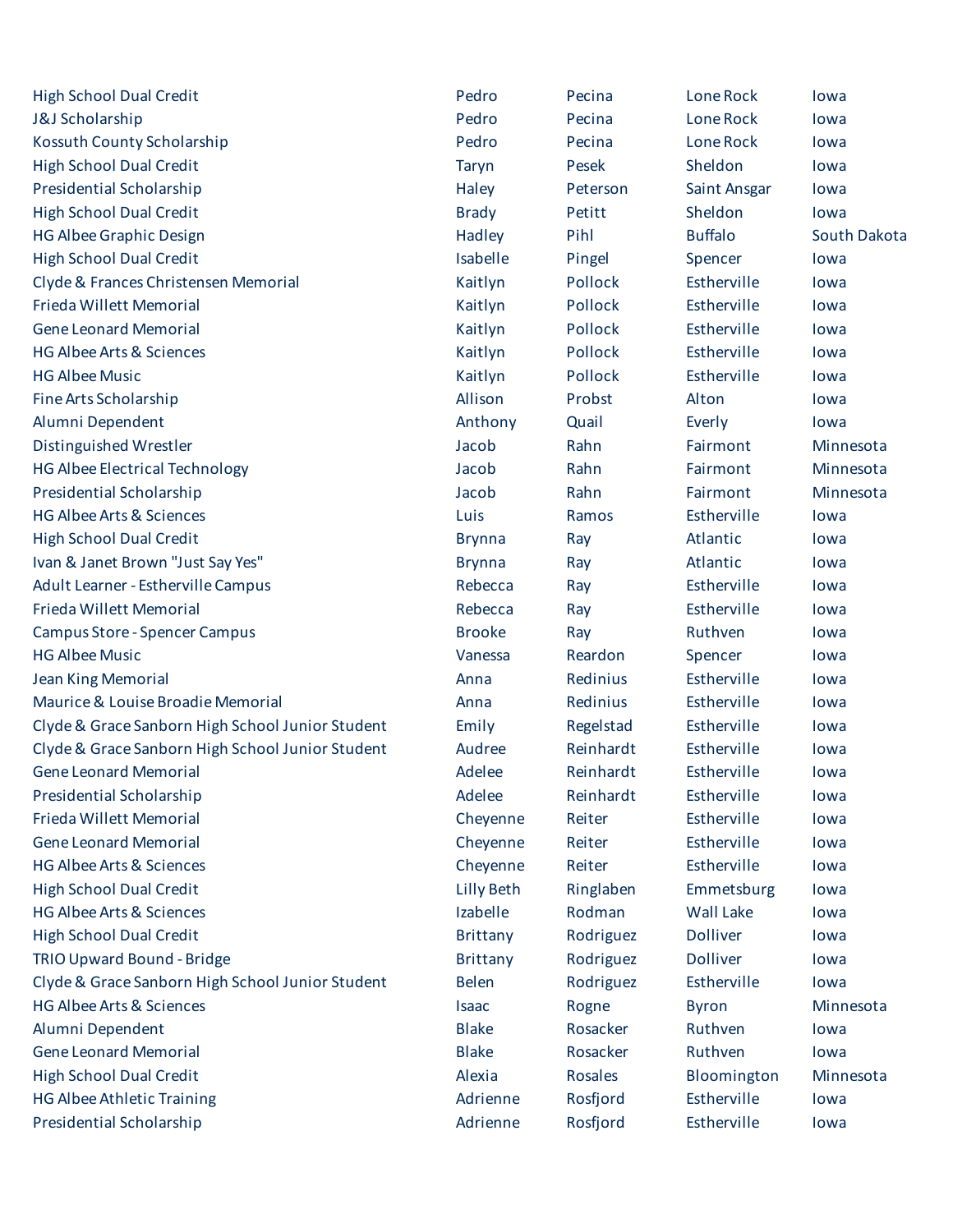| | | | | |
|---|---|---|---|---|
| High School Dual Credit | Pedro | Pecina | Lone Rock | Iowa |
| J&J Scholarship | Pedro | Pecina | Lone Rock | Iowa |
| Kossuth County Scholarship | Pedro | Pecina | Lone Rock | Iowa |
| High School Dual Credit | Taryn | Pesek | Sheldon | Iowa |
| Presidential Scholarship | Haley | Peterson | Saint Ansgar | Iowa |
| High School Dual Credit | Brady | Petitt | Sheldon | Iowa |
| HG Albee Graphic Design | Hadley | Pihl | Buffalo | South Dakota |
| High School Dual Credit | Isabelle | Pingel | Spencer | Iowa |
| Clyde & Frances Christensen Memorial | Kaitlyn | Pollock | Estherville | Iowa |
| Frieda Willett Memorial | Kaitlyn | Pollock | Estherville | Iowa |
| Gene Leonard Memorial | Kaitlyn | Pollock | Estherville | Iowa |
| HG Albee Arts & Sciences | Kaitlyn | Pollock | Estherville | Iowa |
| HG Albee Music | Kaitlyn | Pollock | Estherville | Iowa |
| Fine Arts Scholarship | Allison | Probst | Alton | Iowa |
| Alumni Dependent | Anthony | Quail | Everly | Iowa |
| Distinguished Wrestler | Jacob | Rahn | Fairmont | Minnesota |
| HG Albee Electrical Technology | Jacob | Rahn | Fairmont | Minnesota |
| Presidential Scholarship | Jacob | Rahn | Fairmont | Minnesota |
| HG Albee Arts & Sciences | Luis | Ramos | Estherville | Iowa |
| High School Dual Credit | Brynna | Ray | Atlantic | Iowa |
| Ivan & Janet Brown "Just Say Yes" | Brynna | Ray | Atlantic | Iowa |
| Adult Learner - Estherville Campus | Rebecca | Ray | Estherville | Iowa |
| Frieda Willett Memorial | Rebecca | Ray | Estherville | Iowa |
| Campus Store - Spencer Campus | Brooke | Ray | Ruthven | Iowa |
| HG Albee Music | Vanessa | Reardon | Spencer | Iowa |
| Jean King Memorial | Anna | Redinius | Estherville | Iowa |
| Maurice & Louise Broadie Memorial | Anna | Redinius | Estherville | Iowa |
| Clyde & Grace Sanborn High School Junior Student | Emily | Regelstad | Estherville | Iowa |
| Clyde & Grace Sanborn High School Junior Student | Audree | Reinhardt | Estherville | Iowa |
| Gene Leonard Memorial | Adelee | Reinhardt | Estherville | Iowa |
| Presidential Scholarship | Adelee | Reinhardt | Estherville | Iowa |
| Frieda Willett Memorial | Cheyenne | Reiter | Estherville | Iowa |
| Gene Leonard Memorial | Cheyenne | Reiter | Estherville | Iowa |
| HG Albee Arts & Sciences | Cheyenne | Reiter | Estherville | Iowa |
| High School Dual Credit | Lilly Beth | Ringlaben | Emmetsburg | Iowa |
| HG Albee Arts & Sciences | Izabelle | Rodman | Wall Lake | Iowa |
| High School Dual Credit | Brittany | Rodriguez | Dolliver | Iowa |
| TRIO Upward Bound - Bridge | Brittany | Rodriguez | Dolliver | Iowa |
| Clyde & Grace Sanborn High School Junior Student | Belen | Rodriguez | Estherville | Iowa |
| HG Albee Arts & Sciences | Isaac | Rogne | Byron | Minnesota |
| Alumni Dependent | Blake | Rosacker | Ruthven | Iowa |
| Gene Leonard Memorial | Blake | Rosacker | Ruthven | Iowa |
| High School Dual Credit | Alexia | Rosales | Bloomington | Minnesota |
| HG Albee Athletic Training | Adrienne | Rosfjord | Estherville | Iowa |
| Presidential Scholarship | Adrienne | Rosfjord | Estherville | Iowa |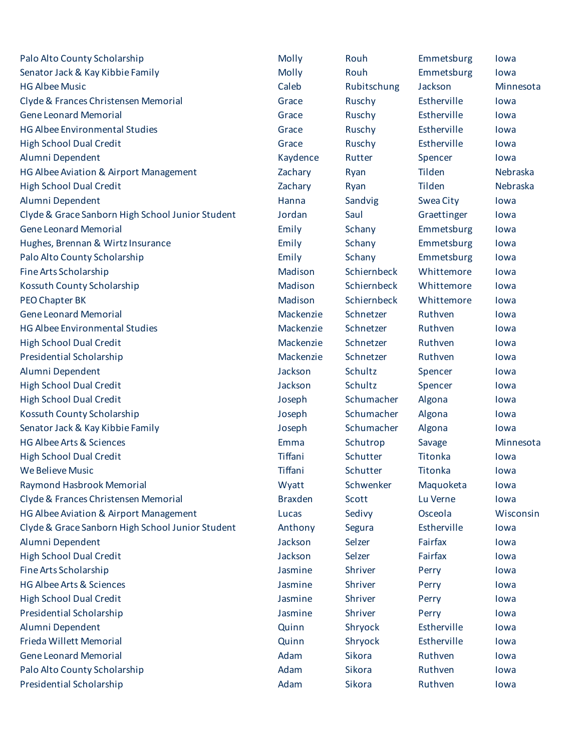| | | | | |
|---|---|---|---|---|
| Palo Alto County Scholarship | Molly | Rouh | Emmetsburg | Iowa |
| Senator Jack & Kay Kibbie Family | Molly | Rouh | Emmetsburg | Iowa |
| HG Albee Music | Caleb | Rubitschung | Jackson | Minnesota |
| Clyde & Frances Christensen Memorial | Grace | Ruschy | Estherville | Iowa |
| Gene Leonard Memorial | Grace | Ruschy | Estherville | Iowa |
| HG Albee Environmental Studies | Grace | Ruschy | Estherville | Iowa |
| High School Dual Credit | Grace | Ruschy | Estherville | Iowa |
| Alumni Dependent | Kaydence | Rutter | Spencer | Iowa |
| HG Albee Aviation & Airport Management | Zachary | Ryan | Tilden | Nebraska |
| High School Dual Credit | Zachary | Ryan | Tilden | Nebraska |
| Alumni Dependent | Hanna | Sandvig | Swea City | Iowa |
| Clyde & Grace Sanborn High School Junior Student | Jordan | Saul | Graettinger | Iowa |
| Gene Leonard Memorial | Emily | Schany | Emmetsburg | Iowa |
| Hughes, Brennan & Wirtz Insurance | Emily | Schany | Emmetsburg | Iowa |
| Palo Alto County Scholarship | Emily | Schany | Emmetsburg | Iowa |
| Fine Arts Scholarship | Madison | Schiernbeck | Whittemore | Iowa |
| Kossuth County Scholarship | Madison | Schiernbeck | Whittemore | Iowa |
| PEO Chapter BK | Madison | Schiernbeck | Whittemore | Iowa |
| Gene Leonard Memorial | Mackenzie | Schnetzer | Ruthven | Iowa |
| HG Albee Environmental Studies | Mackenzie | Schnetzer | Ruthven | Iowa |
| High School Dual Credit | Mackenzie | Schnetzer | Ruthven | Iowa |
| Presidential Scholarship | Mackenzie | Schnetzer | Ruthven | Iowa |
| Alumni Dependent | Jackson | Schultz | Spencer | Iowa |
| High School Dual Credit | Jackson | Schultz | Spencer | Iowa |
| High School Dual Credit | Joseph | Schumacher | Algona | Iowa |
| Kossuth County Scholarship | Joseph | Schumacher | Algona | Iowa |
| Senator Jack & Kay Kibbie Family | Joseph | Schumacher | Algona | Iowa |
| HG Albee Arts & Sciences | Emma | Schutrop | Savage | Minnesota |
| High School Dual Credit | Tiffani | Schutter | Titonka | Iowa |
| We Believe Music | Tiffani | Schutter | Titonka | Iowa |
| Raymond Hasbrook Memorial | Wyatt | Schwenker | Maquoketa | Iowa |
| Clyde & Frances Christensen Memorial | Braxden | Scott | Lu Verne | Iowa |
| HG Albee Aviation & Airport Management | Lucas | Sedivy | Osceola | Wisconsin |
| Clyde & Grace Sanborn High School Junior Student | Anthony | Segura | Estherville | Iowa |
| Alumni Dependent | Jackson | Selzer | Fairfax | Iowa |
| High School Dual Credit | Jackson | Selzer | Fairfax | Iowa |
| Fine Arts Scholarship | Jasmine | Shriver | Perry | Iowa |
| HG Albee Arts & Sciences | Jasmine | Shriver | Perry | Iowa |
| High School Dual Credit | Jasmine | Shriver | Perry | Iowa |
| Presidential Scholarship | Jasmine | Shriver | Perry | Iowa |
| Alumni Dependent | Quinn | Shryock | Estherville | Iowa |
| Frieda Willett Memorial | Quinn | Shryock | Estherville | Iowa |
| Gene Leonard Memorial | Adam | Sikora | Ruthven | Iowa |
| Palo Alto County Scholarship | Adam | Sikora | Ruthven | Iowa |
| Presidential Scholarship | Adam | Sikora | Ruthven | Iowa |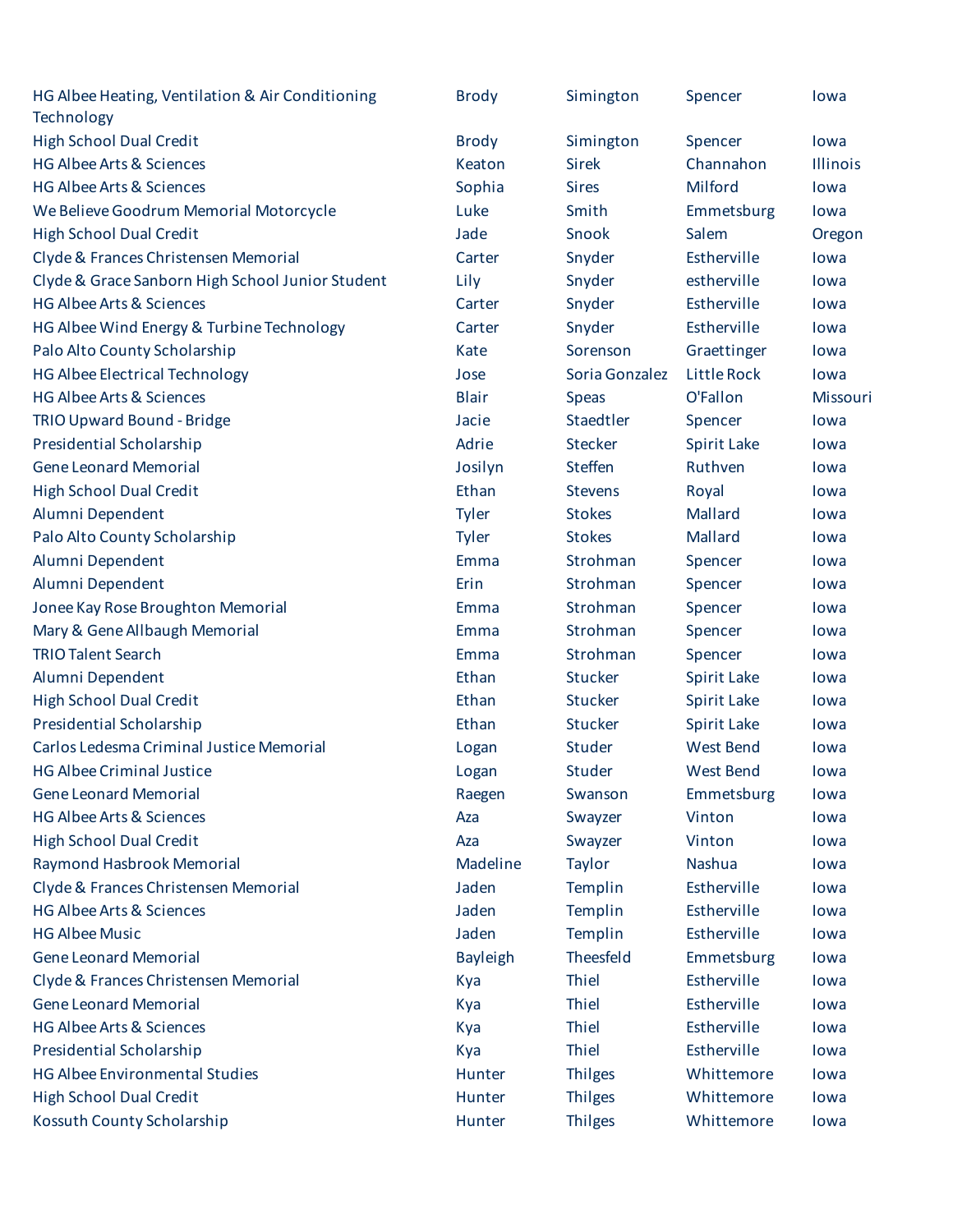| | | | | |
|---|---|---|---|---|
| HG Albee Heating, Ventilation & Air Conditioning Technology | Brody | Simington | Spencer | Iowa |
| High School Dual Credit | Brody | Simington | Spencer | Iowa |
| HG Albee Arts & Sciences | Keaton | Sirek | Channahon | Illinois |
| HG Albee Arts & Sciences | Sophia | Sires | Milford | Iowa |
| We Believe Goodrum Memorial Motorcycle | Luke | Smith | Emmetsburg | Iowa |
| High School Dual Credit | Jade | Snook | Salem | Oregon |
| Clyde & Frances Christensen Memorial | Carter | Snyder | Estherville | Iowa |
| Clyde & Grace Sanborn High School Junior Student | Lily | Snyder | estherville | Iowa |
| HG Albee Arts & Sciences | Carter | Snyder | Estherville | Iowa |
| HG Albee Wind Energy & Turbine Technology | Carter | Snyder | Estherville | Iowa |
| Palo Alto County Scholarship | Kate | Sorenson | Graettinger | Iowa |
| HG Albee Electrical Technology | Jose | Soria Gonzalez | Little Rock | Iowa |
| HG Albee Arts & Sciences | Blair | Speas | O'Fallon | Missouri |
| TRIO Upward Bound - Bridge | Jacie | Staedtler | Spencer | Iowa |
| Presidential Scholarship | Adrie | Stecker | Spirit Lake | Iowa |
| Gene Leonard Memorial | Josilyn | Steffen | Ruthven | Iowa |
| High School Dual Credit | Ethan | Stevens | Royal | Iowa |
| Alumni Dependent | Tyler | Stokes | Mallard | Iowa |
| Palo Alto County Scholarship | Tyler | Stokes | Mallard | Iowa |
| Alumni Dependent | Emma | Strohman | Spencer | Iowa |
| Alumni Dependent | Erin | Strohman | Spencer | Iowa |
| Jonee Kay Rose Broughton Memorial | Emma | Strohman | Spencer | Iowa |
| Mary & Gene Allbaugh Memorial | Emma | Strohman | Spencer | Iowa |
| TRIO Talent Search | Emma | Strohman | Spencer | Iowa |
| Alumni Dependent | Ethan | Stucker | Spirit Lake | Iowa |
| High School Dual Credit | Ethan | Stucker | Spirit Lake | Iowa |
| Presidential Scholarship | Ethan | Stucker | Spirit Lake | Iowa |
| Carlos Ledesma Criminal Justice Memorial | Logan | Studer | West Bend | Iowa |
| HG Albee Criminal Justice | Logan | Studer | West Bend | Iowa |
| Gene Leonard Memorial | Raegen | Swanson | Emmetsburg | Iowa |
| HG Albee Arts & Sciences | Aza | Swayzer | Vinton | Iowa |
| High School Dual Credit | Aza | Swayzer | Vinton | Iowa |
| Raymond Hasbrook Memorial | Madeline | Taylor | Nashua | Iowa |
| Clyde & Frances Christensen Memorial | Jaden | Templin | Estherville | Iowa |
| HG Albee Arts & Sciences | Jaden | Templin | Estherville | Iowa |
| HG Albee Music | Jaden | Templin | Estherville | Iowa |
| Gene Leonard Memorial | Bayleigh | Theesfeld | Emmetsburg | Iowa |
| Clyde & Frances Christensen Memorial | Kya | Thiel | Estherville | Iowa |
| Gene Leonard Memorial | Kya | Thiel | Estherville | Iowa |
| HG Albee Arts & Sciences | Kya | Thiel | Estherville | Iowa |
| Presidential Scholarship | Kya | Thiel | Estherville | Iowa |
| HG Albee Environmental Studies | Hunter | Thilges | Whittemore | Iowa |
| High School Dual Credit | Hunter | Thilges | Whittemore | Iowa |
| Kossuth County Scholarship | Hunter | Thilges | Whittemore | Iowa |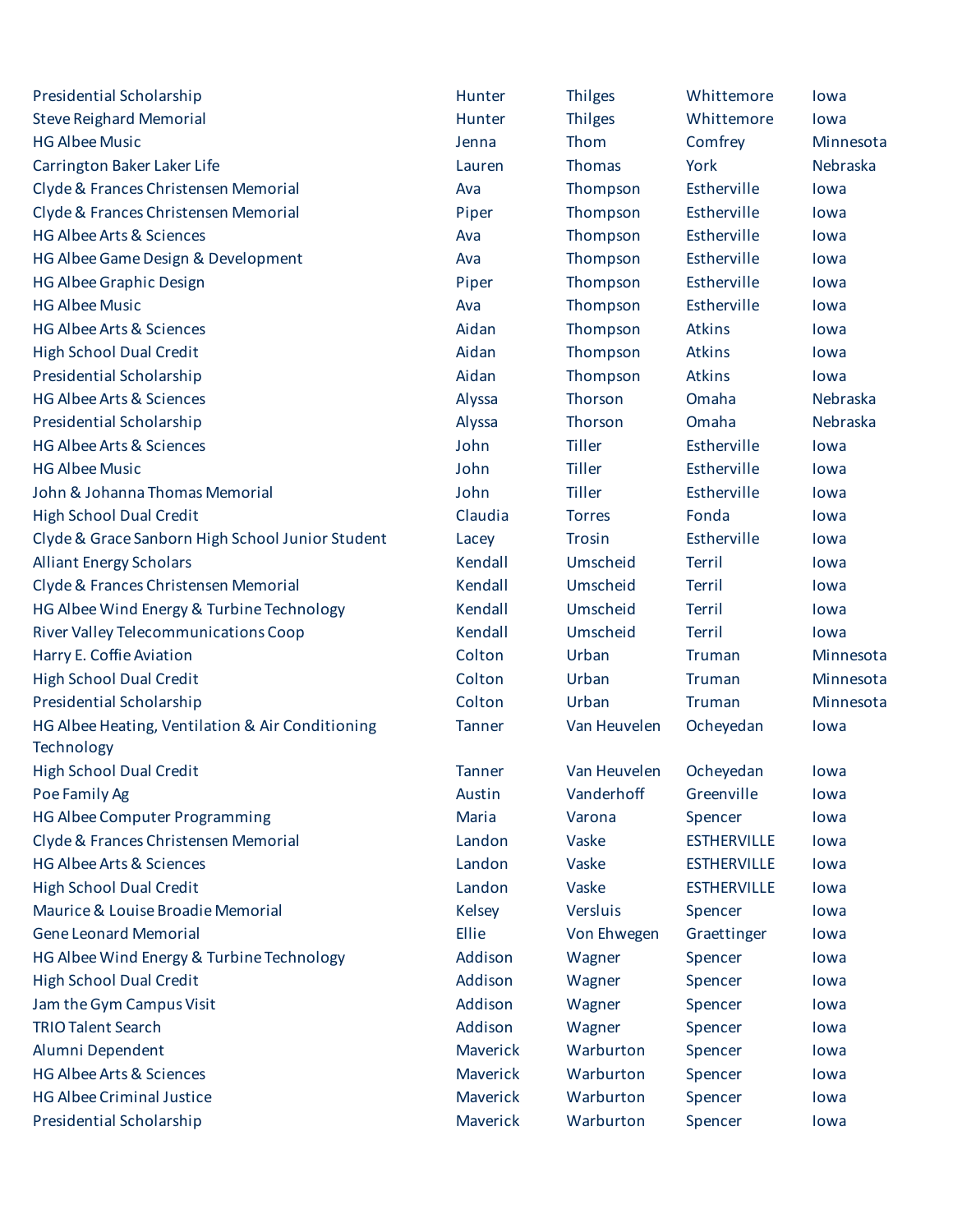| | | | | |
|---|---|---|---|---|
| Presidential Scholarship | Hunter | Thilges | Whittemore | Iowa |
| Steve Reighard Memorial | Hunter | Thilges | Whittemore | Iowa |
| HG Albee Music | Jenna | Thom | Comfrey | Minnesota |
| Carrington Baker Laker Life | Lauren | Thomas | York | Nebraska |
| Clyde & Frances Christensen Memorial | Ava | Thompson | Estherville | Iowa |
| Clyde & Frances Christensen Memorial | Piper | Thompson | Estherville | Iowa |
| HG Albee Arts & Sciences | Ava | Thompson | Estherville | Iowa |
| HG Albee Game Design & Development | Ava | Thompson | Estherville | Iowa |
| HG Albee Graphic Design | Piper | Thompson | Estherville | Iowa |
| HG Albee Music | Ava | Thompson | Estherville | Iowa |
| HG Albee Arts & Sciences | Aidan | Thompson | Atkins | Iowa |
| High School Dual Credit | Aidan | Thompson | Atkins | Iowa |
| Presidential Scholarship | Aidan | Thompson | Atkins | Iowa |
| HG Albee Arts & Sciences | Alyssa | Thorson | Omaha | Nebraska |
| Presidential Scholarship | Alyssa | Thorson | Omaha | Nebraska |
| HG Albee Arts & Sciences | John | Tiller | Estherville | Iowa |
| HG Albee Music | John | Tiller | Estherville | Iowa |
| John & Johanna Thomas Memorial | John | Tiller | Estherville | Iowa |
| High School Dual Credit | Claudia | Torres | Fonda | Iowa |
| Clyde & Grace Sanborn High School Junior Student | Lacey | Trosin | Estherville | Iowa |
| Alliant Energy Scholars | Kendall | Umscheid | Terril | Iowa |
| Clyde & Frances Christensen Memorial | Kendall | Umscheid | Terril | Iowa |
| HG Albee Wind Energy & Turbine Technology | Kendall | Umscheid | Terril | Iowa |
| River Valley Telecommunications Coop | Kendall | Umscheid | Terril | Iowa |
| Harry E. Coffie Aviation | Colton | Urban | Truman | Minnesota |
| High School Dual Credit | Colton | Urban | Truman | Minnesota |
| Presidential Scholarship | Colton | Urban | Truman | Minnesota |
| HG Albee Heating, Ventilation & Air Conditioning Technology | Tanner | Van Heuvelen | Ocheyedan | Iowa |
| High School Dual Credit | Tanner | Van Heuvelen | Ocheyedan | Iowa |
| Poe Family Ag | Austin | Vanderhoff | Greenville | Iowa |
| HG Albee Computer Programming | Maria | Varona | Spencer | Iowa |
| Clyde & Frances Christensen Memorial | Landon | Vaske | ESTHERVILLE | Iowa |
| HG Albee Arts & Sciences | Landon | Vaske | ESTHERVILLE | Iowa |
| High School Dual Credit | Landon | Vaske | ESTHERVILLE | Iowa |
| Maurice & Louise Broadie Memorial | Kelsey | Versluis | Spencer | Iowa |
| Gene Leonard Memorial | Ellie | Von Ehwegen | Graettinger | Iowa |
| HG Albee Wind Energy & Turbine Technology | Addison | Wagner | Spencer | Iowa |
| High School Dual Credit | Addison | Wagner | Spencer | Iowa |
| Jam the Gym Campus Visit | Addison | Wagner | Spencer | Iowa |
| TRIO Talent Search | Addison | Wagner | Spencer | Iowa |
| Alumni Dependent | Maverick | Warburton | Spencer | Iowa |
| HG Albee Arts & Sciences | Maverick | Warburton | Spencer | Iowa |
| HG Albee Criminal Justice | Maverick | Warburton | Spencer | Iowa |
| Presidential Scholarship | Maverick | Warburton | Spencer | Iowa |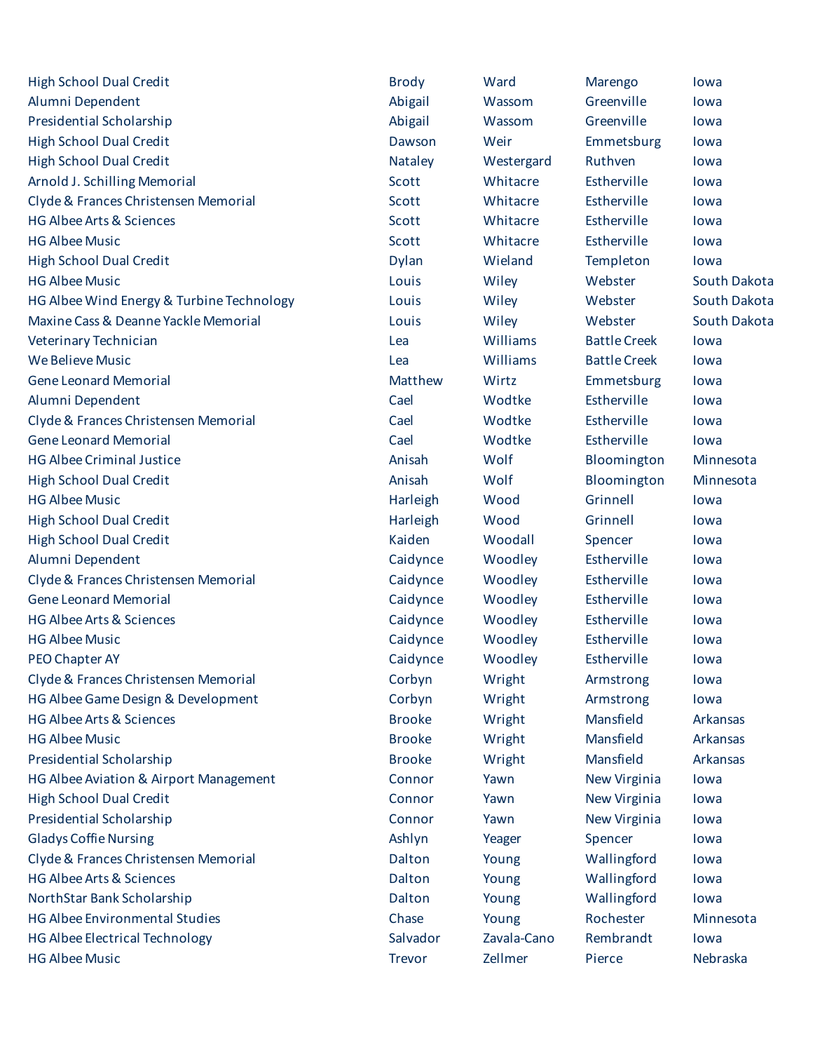| | | | | |
|---|---|---|---|---|
| High School Dual Credit | Brody | Ward | Marengo | Iowa |
| Alumni Dependent | Abigail | Wassom | Greenville | Iowa |
| Presidential Scholarship | Abigail | Wassom | Greenville | Iowa |
| High School Dual Credit | Dawson | Weir | Emmetsburg | Iowa |
| High School Dual Credit | Nataley | Westergard | Ruthven | Iowa |
| Arnold J. Schilling Memorial | Scott | Whitacre | Estherville | Iowa |
| Clyde & Frances Christensen Memorial | Scott | Whitacre | Estherville | Iowa |
| HG Albee Arts & Sciences | Scott | Whitacre | Estherville | Iowa |
| HG Albee Music | Scott | Whitacre | Estherville | Iowa |
| High School Dual Credit | Dylan | Wieland | Templeton | Iowa |
| HG Albee Music | Louis | Wiley | Webster | South Dakota |
| HG Albee Wind Energy & Turbine Technology | Louis | Wiley | Webster | South Dakota |
| Maxine Cass & Deanne Yackle Memorial | Louis | Wiley | Webster | South Dakota |
| Veterinary Technician | Lea | Williams | Battle Creek | Iowa |
| We Believe Music | Lea | Williams | Battle Creek | Iowa |
| Gene Leonard Memorial | Matthew | Wirtz | Emmetsburg | Iowa |
| Alumni Dependent | Cael | Wodtke | Estherville | Iowa |
| Clyde & Frances Christensen Memorial | Cael | Wodtke | Estherville | Iowa |
| Gene Leonard Memorial | Cael | Wodtke | Estherville | Iowa |
| HG Albee Criminal Justice | Anisah | Wolf | Bloomington | Minnesota |
| High School Dual Credit | Anisah | Wolf | Bloomington | Minnesota |
| HG Albee Music | Harleigh | Wood | Grinnell | Iowa |
| High School Dual Credit | Harleigh | Wood | Grinnell | Iowa |
| High School Dual Credit | Kaiden | Woodall | Spencer | Iowa |
| Alumni Dependent | Caidynce | Woodley | Estherville | Iowa |
| Clyde & Frances Christensen Memorial | Caidynce | Woodley | Estherville | Iowa |
| Gene Leonard Memorial | Caidynce | Woodley | Estherville | Iowa |
| HG Albee Arts & Sciences | Caidynce | Woodley | Estherville | Iowa |
| HG Albee Music | Caidynce | Woodley | Estherville | Iowa |
| PEO Chapter AY | Caidynce | Woodley | Estherville | Iowa |
| Clyde & Frances Christensen Memorial | Corbyn | Wright | Armstrong | Iowa |
| HG Albee Game Design & Development | Corbyn | Wright | Armstrong | Iowa |
| HG Albee Arts & Sciences | Brooke | Wright | Mansfield | Arkansas |
| HG Albee Music | Brooke | Wright | Mansfield | Arkansas |
| Presidential Scholarship | Brooke | Wright | Mansfield | Arkansas |
| HG Albee Aviation & Airport Management | Connor | Yawn | New Virginia | Iowa |
| High School Dual Credit | Connor | Yawn | New Virginia | Iowa |
| Presidential Scholarship | Connor | Yawn | New Virginia | Iowa |
| Gladys Coffie Nursing | Ashlyn | Yeager | Spencer | Iowa |
| Clyde & Frances Christensen Memorial | Dalton | Young | Wallingford | Iowa |
| HG Albee Arts & Sciences | Dalton | Young | Wallingford | Iowa |
| NorthStar Bank Scholarship | Dalton | Young | Wallingford | Iowa |
| HG Albee Environmental Studies | Chase | Young | Rochester | Minnesota |
| HG Albee Electrical Technology | Salvador | Zavala-Cano | Rembrandt | Iowa |
| HG Albee Music | Trevor | Zellmer | Pierce | Nebraska |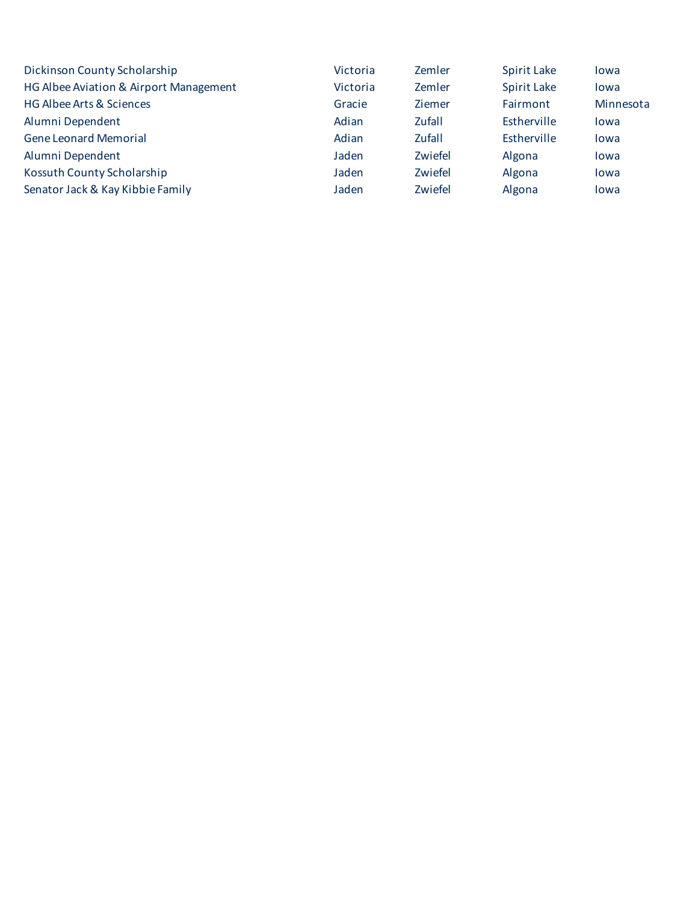| | | | | |
|---|---|---|---|---|
| Dickinson County Scholarship | Victoria | Zemler | Spirit Lake | Iowa |
| HG Albee Aviation & Airport Management | Victoria | Zemler | Spirit Lake | Iowa |
| HG Albee Arts & Sciences | Gracie | Ziemer | Fairmont | Minnesota |
| Alumni Dependent | Adian | Zufall | Estherville | Iowa |
| Gene Leonard Memorial | Adian | Zufall | Estherville | Iowa |
| Alumni Dependent | Jaden | Zwiefel | Algona | Iowa |
| Kossuth County Scholarship | Jaden | Zwiefel | Algona | Iowa |
| Senator Jack & Kay Kibbie Family | Jaden | Zwiefel | Algona | Iowa |